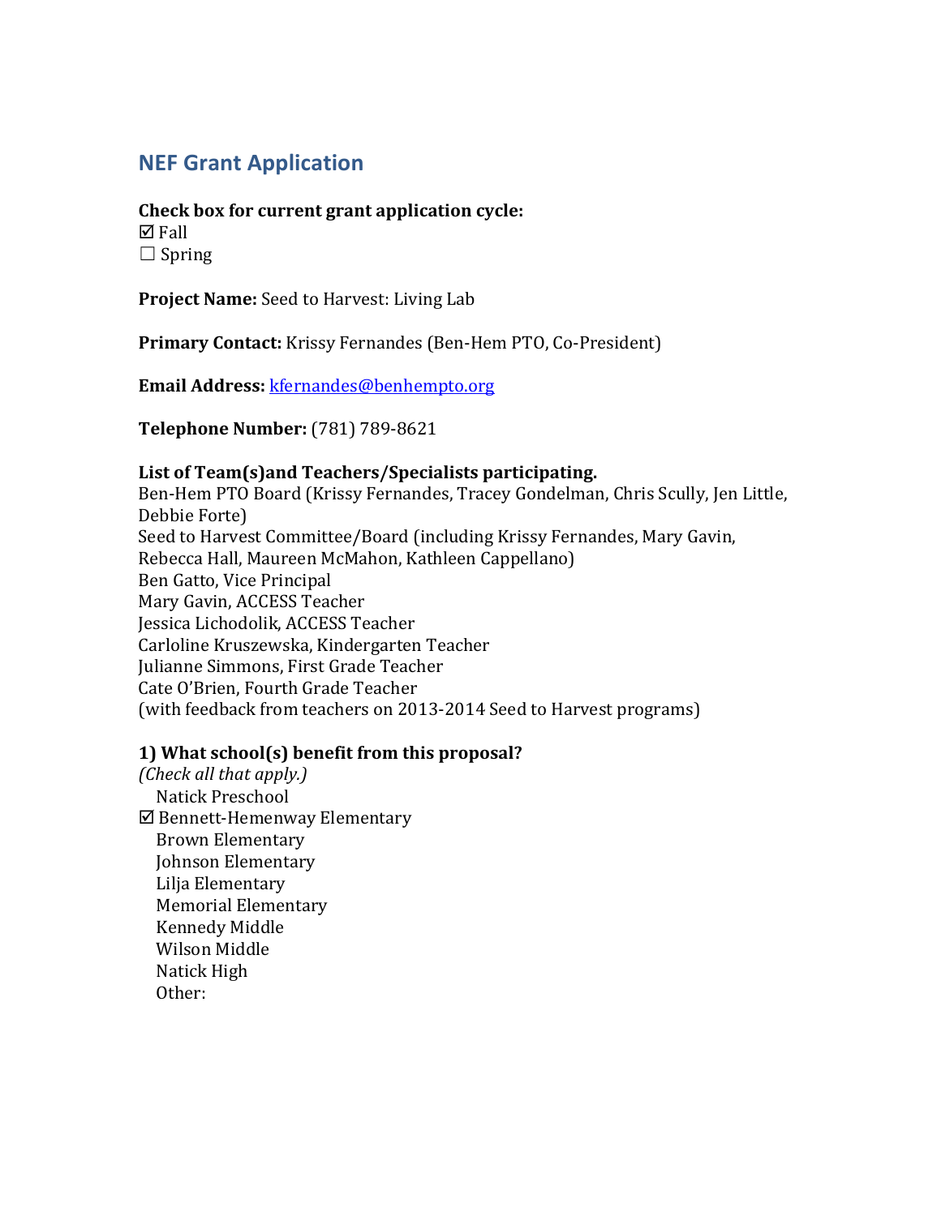## NEF Grant Application

**Check box for current grant application cycle:**
☑ Fall
☐ Spring

**Project Name:** Seed to Harvest: Living Lab

**Primary Contact:** Krissy Fernandes (Ben-Hem PTO, Co-President)

**Email Address:** kfernandes@benhempto.org

**Telephone Number:** (781) 789-8621

**List of Team(s)and Teachers/Specialists participating.**
Ben-Hem PTO Board (Krissy Fernandes, Tracey Gondelman, Chris Scully, Jen Little, Debbie Forte)
Seed to Harvest Committee/Board (including Krissy Fernandes, Mary Gavin, Rebecca Hall, Maureen McMahon, Kathleen Cappellano)
Ben Gatto, Vice Principal
Mary Gavin, ACCESS Teacher
Jessica Lichodolik, ACCESS Teacher
Carloline Kruszewska, Kindergarten Teacher
Julianne Simmons, First Grade Teacher
Cate O'Brien, Fourth Grade Teacher
(with feedback from teachers on 2013-2014 Seed to Harvest programs)

**1) What school(s) benefit from this proposal?**
*(Check all that apply.)*
  Natick Preschool
☑ Bennett-Hemenway Elementary
  Brown Elementary
  Johnson Elementary
  Lilja Elementary
  Memorial Elementary
  Kennedy Middle
  Wilson Middle
  Natick High
  Other: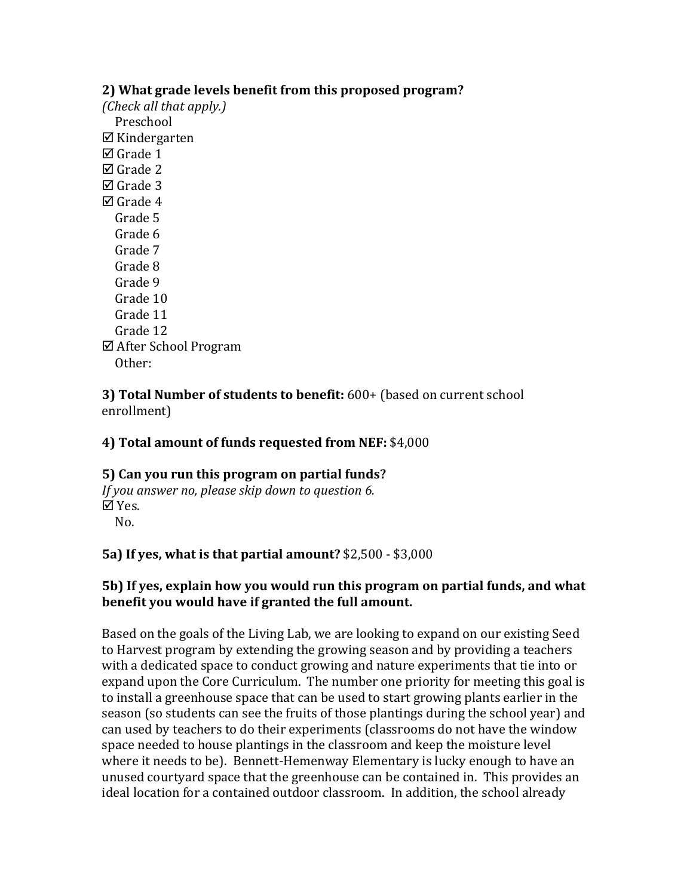**2) What grade levels benefit from this proposed program?**
*(Check all that apply.)*

Preschool
☑ Kindergarten
☑ Grade 1
☑ Grade 2
☑ Grade 3
☑ Grade 4
Grade 5
Grade 6
Grade 7
Grade 8
Grade 9
Grade 10
Grade 11
Grade 12
☑ After School Program
Other:

**3) Total Number of students to benefit:** 600+ (based on current school enrollment)

**4) Total amount of funds requested from NEF:** $4,000

**5) Can you run this program on partial funds?**
*If you answer no, please skip down to question 6.*

☑ Yes.
No.

**5a) If yes, what is that partial amount?** $2,500 - $3,000

**5b) If yes, explain how you would run this program on partial funds, and what benefit you would have if granted the full amount.**

Based on the goals of the Living Lab, we are looking to expand on our existing Seed to Harvest program by extending the growing season and by providing a teachers with a dedicated space to conduct growing and nature experiments that tie into or expand upon the Core Curriculum. The number one priority for meeting this goal is to install a greenhouse space that can be used to start growing plants earlier in the season (so students can see the fruits of those plantings during the school year) and can used by teachers to do their experiments (classrooms do not have the window space needed to house plantings in the classroom and keep the moisture level where it needs to be). Bennett-Hemenway Elementary is lucky enough to have an unused courtyard space that the greenhouse can be contained in. This provides an ideal location for a contained outdoor classroom. In addition, the school already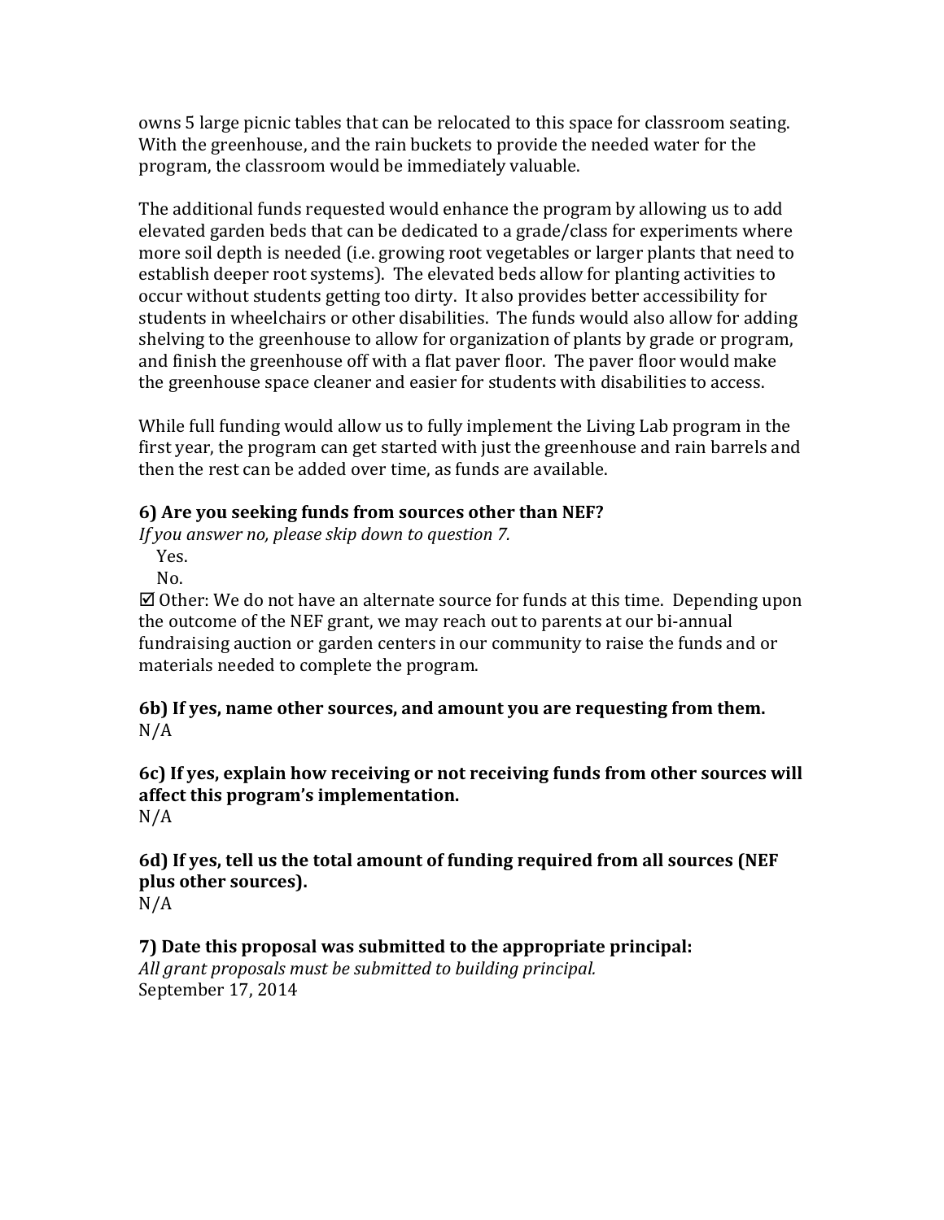owns 5 large picnic tables that can be relocated to this space for classroom seating. With the greenhouse, and the rain buckets to provide the needed water for the program, the classroom would be immediately valuable.

The additional funds requested would enhance the program by allowing us to add elevated garden beds that can be dedicated to a grade/class for experiments where more soil depth is needed (i.e. growing root vegetables or larger plants that need to establish deeper root systems). The elevated beds allow for planting activities to occur without students getting too dirty. It also provides better accessibility for students in wheelchairs or other disabilities. The funds would also allow for adding shelving to the greenhouse to allow for organization of plants by grade or program, and finish the greenhouse off with a flat paver floor. The paver floor would make the greenhouse space cleaner and easier for students with disabilities to access.

While full funding would allow us to fully implement the Living Lab program in the first year, the program can get started with just the greenhouse and rain barrels and then the rest can be added over time, as funds are available.

**6) Are you seeking funds from sources other than NEF?**

*If you answer no, please skip down to question 7.*

Yes.

No.

☑ Other: We do not have an alternate source for funds at this time. Depending upon the outcome of the NEF grant, we may reach out to parents at our bi-annual fundraising auction or garden centers in our community to raise the funds and or materials needed to complete the program.

**6b) If yes, name other sources, and amount you are requesting from them.**

N/A

**6c) If yes, explain how receiving or not receiving funds from other sources will affect this program's implementation.**

N/A

**6d) If yes, tell us the total amount of funding required from all sources (NEF plus other sources).**

N/A

**7) Date this proposal was submitted to the appropriate principal:**

*All grant proposals must be submitted to building principal.*

September 17, 2014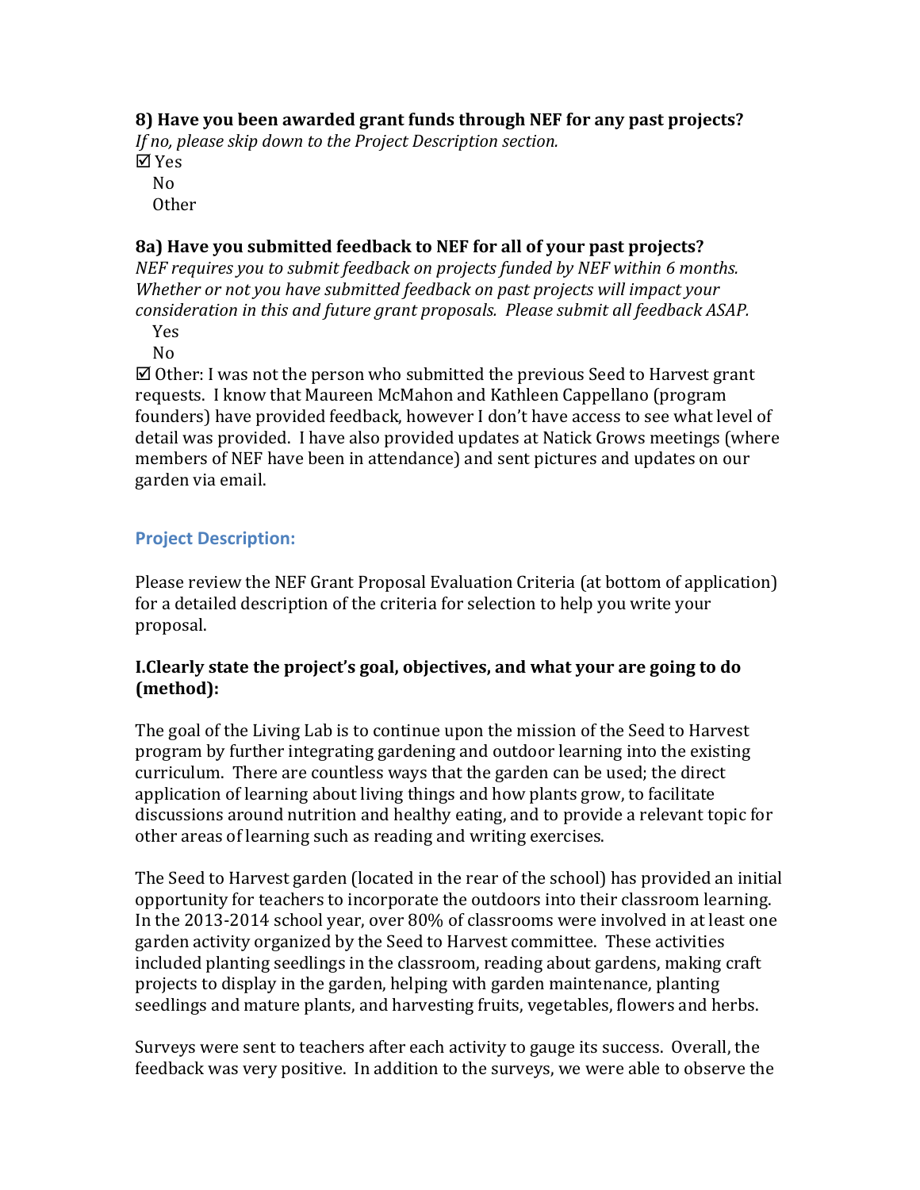**8) Have you been awarded grant funds through NEF for any past projects?**
*If no, please skip down to the Project Description section.*

☑ Yes
No
Other

**8a) Have you submitted feedback to NEF for all of your past projects?**
*NEF requires you to submit feedback on projects funded by NEF within 6 months. Whether or not you have submitted feedback on past projects will impact your consideration in this and future grant proposals. Please submit all feedback ASAP.*

Yes
No
☑ Other: I was not the person who submitted the previous Seed to Harvest grant requests. I know that Maureen McMahon and Kathleen Cappellano (program founders) have provided feedback, however I don't have access to see what level of detail was provided. I have also provided updates at Natick Grows meetings (where members of NEF have been in attendance) and sent pictures and updates on our garden via email.

## Project Description:

Please review the NEF Grant Proposal Evaluation Criteria (at bottom of application) for a detailed description of the criteria for selection to help you write your proposal.

**I.Clearly state the project's goal, objectives, and what your are going to do (method):**

The goal of the Living Lab is to continue upon the mission of the Seed to Harvest program by further integrating gardening and outdoor learning into the existing curriculum. There are countless ways that the garden can be used; the direct application of learning about living things and how plants grow, to facilitate discussions around nutrition and healthy eating, and to provide a relevant topic for other areas of learning such as reading and writing exercises.

The Seed to Harvest garden (located in the rear of the school) has provided an initial opportunity for teachers to incorporate the outdoors into their classroom learning. In the 2013-2014 school year, over 80% of classrooms were involved in at least one garden activity organized by the Seed to Harvest committee. These activities included planting seedlings in the classroom, reading about gardens, making craft projects to display in the garden, helping with garden maintenance, planting seedlings and mature plants, and harvesting fruits, vegetables, flowers and herbs.

Surveys were sent to teachers after each activity to gauge its success. Overall, the feedback was very positive. In addition to the surveys, we were able to observe the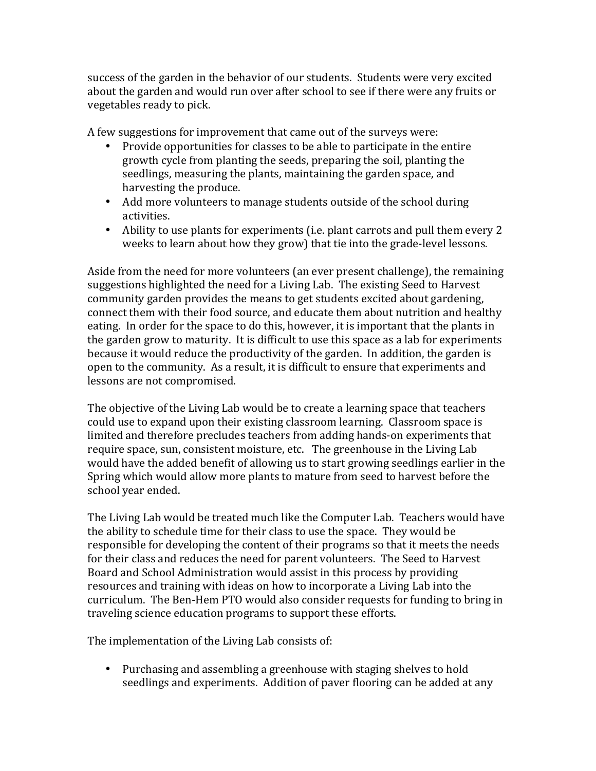success of the garden in the behavior of our students. Students were very excited about the garden and would run over after school to see if there were any fruits or vegetables ready to pick.

A few suggestions for improvement that came out of the surveys were:

- Provide opportunities for classes to be able to participate in the entire growth cycle from planting the seeds, preparing the soil, planting the seedlings, measuring the plants, maintaining the garden space, and harvesting the produce.
- Add more volunteers to manage students outside of the school during activities.
- Ability to use plants for experiments (i.e. plant carrots and pull them every 2 weeks to learn about how they grow) that tie into the grade-level lessons.

Aside from the need for more volunteers (an ever present challenge), the remaining suggestions highlighted the need for a Living Lab. The existing Seed to Harvest community garden provides the means to get students excited about gardening, connect them with their food source, and educate them about nutrition and healthy eating. In order for the space to do this, however, it is important that the plants in the garden grow to maturity. It is difficult to use this space as a lab for experiments because it would reduce the productivity of the garden. In addition, the garden is open to the community. As a result, it is difficult to ensure that experiments and lessons are not compromised.

The objective of the Living Lab would be to create a learning space that teachers could use to expand upon their existing classroom learning. Classroom space is limited and therefore precludes teachers from adding hands-on experiments that require space, sun, consistent moisture, etc. The greenhouse in the Living Lab would have the added benefit of allowing us to start growing seedlings earlier in the Spring which would allow more plants to mature from seed to harvest before the school year ended.

The Living Lab would be treated much like the Computer Lab. Teachers would have the ability to schedule time for their class to use the space. They would be responsible for developing the content of their programs so that it meets the needs for their class and reduces the need for parent volunteers. The Seed to Harvest Board and School Administration would assist in this process by providing resources and training with ideas on how to incorporate a Living Lab into the curriculum. The Ben-Hem PTO would also consider requests for funding to bring in traveling science education programs to support these efforts.

The implementation of the Living Lab consists of:

- Purchasing and assembling a greenhouse with staging shelves to hold seedlings and experiments. Addition of paver flooring can be added at any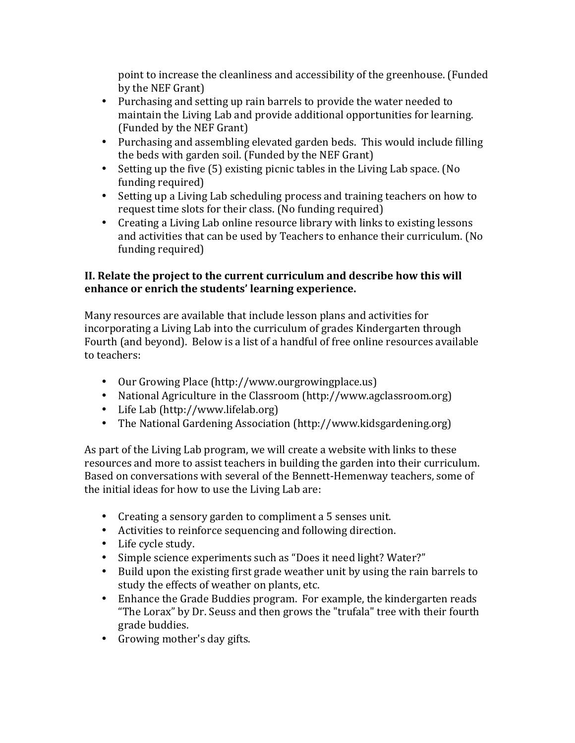point to increase the cleanliness and accessibility of the greenhouse. (Funded by the NEF Grant)

- Purchasing and setting up rain barrels to provide the water needed to maintain the Living Lab and provide additional opportunities for learning. (Funded by the NEF Grant)
- Purchasing and assembling elevated garden beds. This would include filling the beds with garden soil. (Funded by the NEF Grant)
- Setting up the five (5) existing picnic tables in the Living Lab space. (No funding required)
- Setting up a Living Lab scheduling process and training teachers on how to request time slots for their class. (No funding required)
- Creating a Living Lab online resource library with links to existing lessons and activities that can be used by Teachers to enhance their curriculum. (No funding required)

**II. Relate the project to the current curriculum and describe how this will enhance or enrich the students' learning experience.**

Many resources are available that include lesson plans and activities for incorporating a Living Lab into the curriculum of grades Kindergarten through Fourth (and beyond). Below is a list of a handful of free online resources available to teachers:

- Our Growing Place (http://www.ourgrowingplace.us)
- National Agriculture in the Classroom (http://www.agclassroom.org)
- Life Lab (http://www.lifelab.org)
- The National Gardening Association (http://www.kidsgardening.org)

As part of the Living Lab program, we will create a website with links to these resources and more to assist teachers in building the garden into their curriculum. Based on conversations with several of the Bennett-Hemenway teachers, some of the initial ideas for how to use the Living Lab are:

- Creating a sensory garden to compliment a 5 senses unit.
- Activities to reinforce sequencing and following direction.
- Life cycle study.
- Simple science experiments such as "Does it need light? Water?"
- Build upon the existing first grade weather unit by using the rain barrels to study the effects of weather on plants, etc.
- Enhance the Grade Buddies program. For example, the kindergarten reads "The Lorax" by Dr. Seuss and then grows the "trufala" tree with their fourth grade buddies.
- Growing mother's day gifts.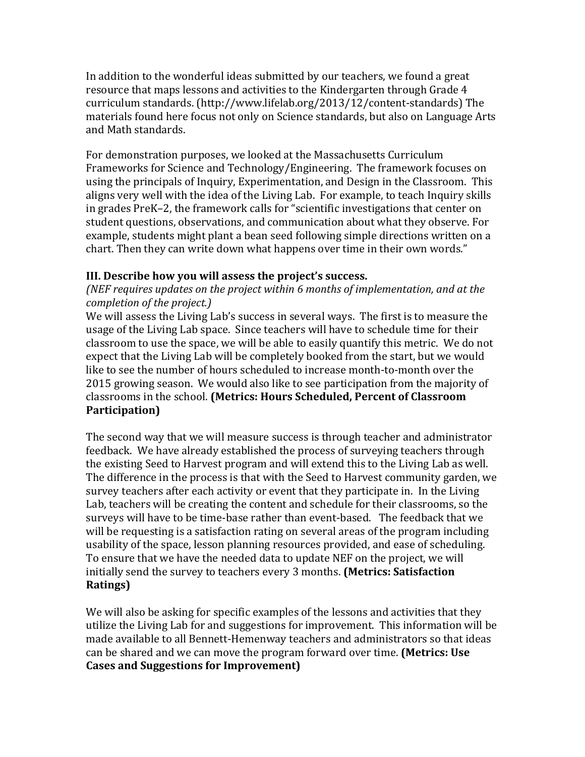In addition to the wonderful ideas submitted by our teachers, we found a great resource that maps lessons and activities to the Kindergarten through Grade 4 curriculum standards. (http://www.lifelab.org/2013/12/content-standards) The materials found here focus not only on Science standards, but also on Language Arts and Math standards.

For demonstration purposes, we looked at the Massachusetts Curriculum Frameworks for Science and Technology/Engineering. The framework focuses on using the principals of Inquiry, Experimentation, and Design in the Classroom. This aligns very well with the idea of the Living Lab. For example, to teach Inquiry skills in grades PreK–2, the framework calls for "scientific investigations that center on student questions, observations, and communication about what they observe. For example, students might plant a bean seed following simple directions written on a chart. Then they can write down what happens over time in their own words."

### III. Describe how you will assess the project's success.

*(NEF requires updates on the project within 6 months of implementation, and at the completion of the project.)*

We will assess the Living Lab's success in several ways. The first is to measure the usage of the Living Lab space. Since teachers will have to schedule time for their classroom to use the space, we will be able to easily quantify this metric. We do not expect that the Living Lab will be completely booked from the start, but we would like to see the number of hours scheduled to increase month-to-month over the 2015 growing season. We would also like to see participation from the majority of classrooms in the school. **(Metrics: Hours Scheduled, Percent of Classroom Participation)**

The second way that we will measure success is through teacher and administrator feedback. We have already established the process of surveying teachers through the existing Seed to Harvest program and will extend this to the Living Lab as well. The difference in the process is that with the Seed to Harvest community garden, we survey teachers after each activity or event that they participate in. In the Living Lab, teachers will be creating the content and schedule for their classrooms, so the surveys will have to be time-base rather than event-based. The feedback that we will be requesting is a satisfaction rating on several areas of the program including usability of the space, lesson planning resources provided, and ease of scheduling. To ensure that we have the needed data to update NEF on the project, we will initially send the survey to teachers every 3 months. **(Metrics: Satisfaction Ratings)**

We will also be asking for specific examples of the lessons and activities that they utilize the Living Lab for and suggestions for improvement. This information will be made available to all Bennett-Hemenway teachers and administrators so that ideas can be shared and we can move the program forward over time. **(Metrics: Use Cases and Suggestions for Improvement)**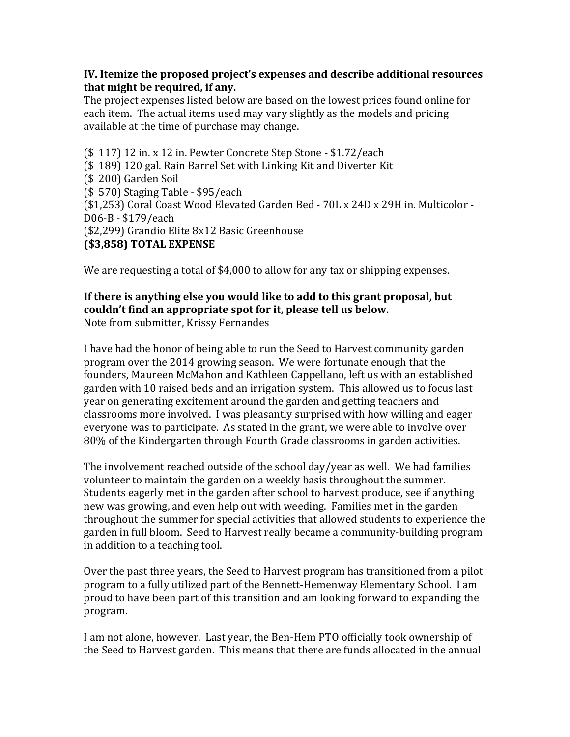**IV. Itemize the proposed project's expenses and describe additional resources that might be required, if any.**

The project expenses listed below are based on the lowest prices found online for each item. The actual items used may vary slightly as the models and pricing available at the time of purchase may change.

($ 117) 12 in. x 12 in. Pewter Concrete Step Stone - $1.72/each
($ 189) 120 gal. Rain Barrel Set with Linking Kit and Diverter Kit
($ 200) Garden Soil
($ 570) Staging Table - $95/each
($1,253) Coral Coast Wood Elevated Garden Bed - 70L x 24D x 29H in. Multicolor - D06-B - $179/each
($2,299) Grandio Elite 8x12 Basic Greenhouse
**($3,858) TOTAL EXPENSE**

We are requesting a total of $4,000 to allow for any tax or shipping expenses.

**If there is anything else you would like to add to this grant proposal, but couldn't find an appropriate spot for it, please tell us below.**

Note from submitter, Krissy Fernandes

I have had the honor of being able to run the Seed to Harvest community garden program over the 2014 growing season. We were fortunate enough that the founders, Maureen McMahon and Kathleen Cappellano, left us with an established garden with 10 raised beds and an irrigation system. This allowed us to focus last year on generating excitement around the garden and getting teachers and classrooms more involved. I was pleasantly surprised with how willing and eager everyone was to participate. As stated in the grant, we were able to involve over 80% of the Kindergarten through Fourth Grade classrooms in garden activities.

The involvement reached outside of the school day/year as well. We had families volunteer to maintain the garden on a weekly basis throughout the summer. Students eagerly met in the garden after school to harvest produce, see if anything new was growing, and even help out with weeding. Families met in the garden throughout the summer for special activities that allowed students to experience the garden in full bloom. Seed to Harvest really became a community-building program in addition to a teaching tool.

Over the past three years, the Seed to Harvest program has transitioned from a pilot program to a fully utilized part of the Bennett-Hemenway Elementary School. I am proud to have been part of this transition and am looking forward to expanding the program.

I am not alone, however. Last year, the Ben-Hem PTO officially took ownership of the Seed to Harvest garden. This means that there are funds allocated in the annual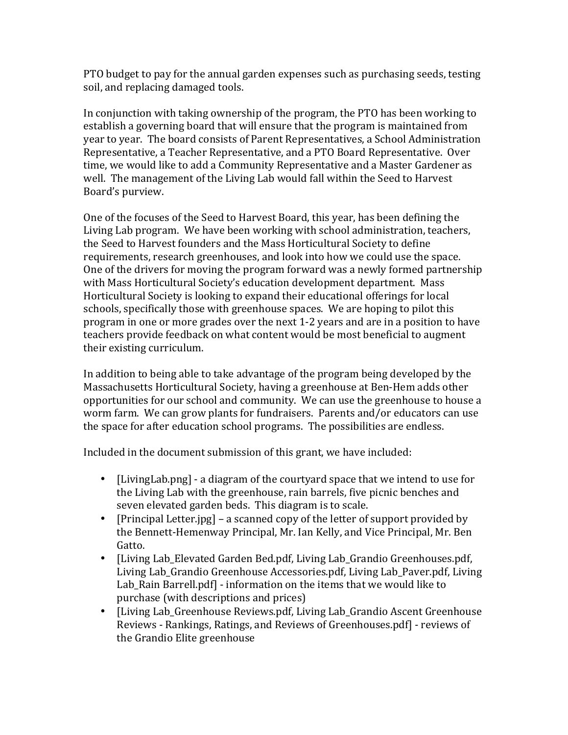PTO budget to pay for the annual garden expenses such as purchasing seeds, testing soil, and replacing damaged tools.

In conjunction with taking ownership of the program, the PTO has been working to establish a governing board that will ensure that the program is maintained from year to year. The board consists of Parent Representatives, a School Administration Representative, a Teacher Representative, and a PTO Board Representative. Over time, we would like to add a Community Representative and a Master Gardener as well. The management of the Living Lab would fall within the Seed to Harvest Board's purview.

One of the focuses of the Seed to Harvest Board, this year, has been defining the Living Lab program. We have been working with school administration, teachers, the Seed to Harvest founders and the Mass Horticultural Society to define requirements, research greenhouses, and look into how we could use the space. One of the drivers for moving the program forward was a newly formed partnership with Mass Horticultural Society's education development department. Mass Horticultural Society is looking to expand their educational offerings for local schools, specifically those with greenhouse spaces. We are hoping to pilot this program in one or more grades over the next 1-2 years and are in a position to have teachers provide feedback on what content would be most beneficial to augment their existing curriculum.

In addition to being able to take advantage of the program being developed by the Massachusetts Horticultural Society, having a greenhouse at Ben-Hem adds other opportunities for our school and community. We can use the greenhouse to house a worm farm. We can grow plants for fundraisers. Parents and/or educators can use the space for after education school programs. The possibilities are endless.

Included in the document submission of this grant, we have included:

- [LivingLab.png] - a diagram of the courtyard space that we intend to use for the Living Lab with the greenhouse, rain barrels, five picnic benches and seven elevated garden beds. This diagram is to scale.
- [Principal Letter.jpg] – a scanned copy of the letter of support provided by the Bennett-Hemenway Principal, Mr. Ian Kelly, and Vice Principal, Mr. Ben Gatto.
- [Living Lab_Elevated Garden Bed.pdf, Living Lab_Grandio Greenhouses.pdf, Living Lab_Grandio Greenhouse Accessories.pdf, Living Lab_Paver.pdf, Living Lab_Rain Barrell.pdf] - information on the items that we would like to purchase (with descriptions and prices)
- [Living Lab_Greenhouse Reviews.pdf, Living Lab_Grandio Ascent Greenhouse Reviews - Rankings, Ratings, and Reviews of Greenhouses.pdf] - reviews of the Grandio Elite greenhouse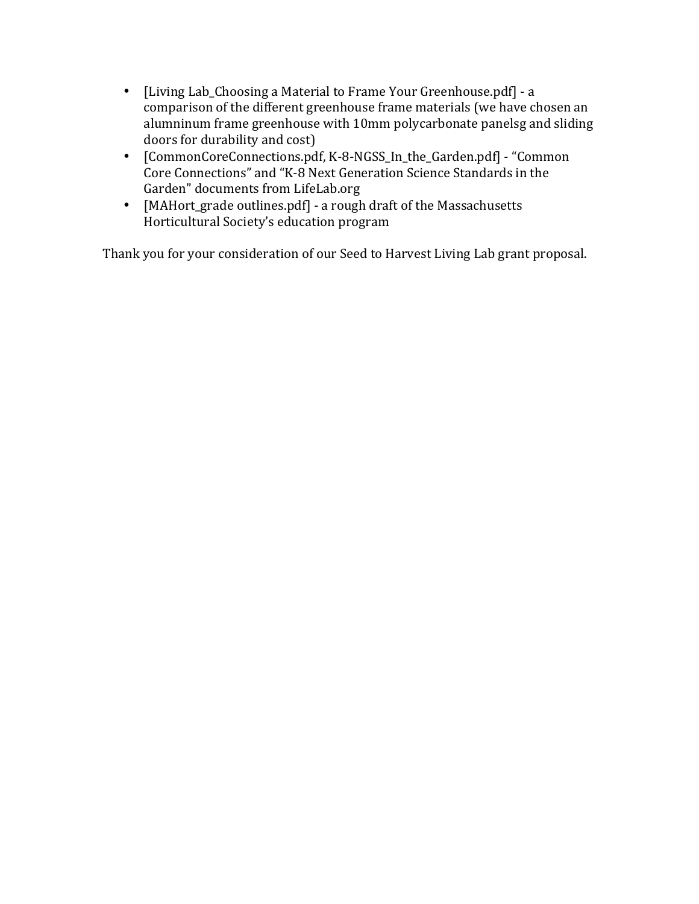- [Living Lab_Choosing a Material to Frame Your Greenhouse.pdf] - a comparison of the different greenhouse frame materials (we have chosen an alumninum frame greenhouse with 10mm polycarbonate panelsg and sliding doors for durability and cost)
- [CommonCoreConnections.pdf, K-8-NGSS_In_the_Garden.pdf] - "Common Core Connections" and "K-8 Next Generation Science Standards in the Garden" documents from LifeLab.org
- [MAHort_grade outlines.pdf] - a rough draft of the Massachusetts Horticultural Society's education program

Thank you for your consideration of our Seed to Harvest Living Lab grant proposal.